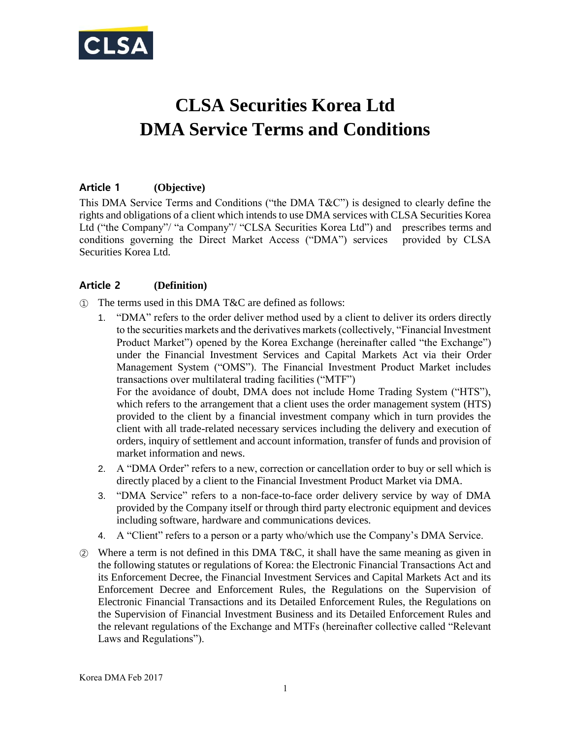# CLSA Securities Korea Ltd
# DMA Service Terms and Conditions

## Article 1 (Objective)

This DMA Service Terms and Conditions ("the DMA T&C") is designed to clearly define the rights and obligations of a client which intends to use DMA services with CLSA Securities Korea Ltd ("the Company"/ "a Company"/ "CLSA Securities Korea Ltd") and prescribes terms and conditions governing the Direct Market Access ("DMA") services provided by CLSA Securities Korea Ltd.

## Article 2 (Definition)

① The terms used in this DMA T&C are defined as follows:

1. "DMA" refers to the order deliver method used by a client to deliver its orders directly to the securities markets and the derivatives markets (collectively, "Financial Investment Product Market") opened by the Korea Exchange (hereinafter called "the Exchange") under the Financial Investment Services and Capital Markets Act via their Order Management System ("OMS"). The Financial Investment Product Market includes transactions over multilateral trading facilities ("MTF")

   For the avoidance of doubt, DMA does not include Home Trading System ("HTS"), which refers to the arrangement that a client uses the order management system (HTS) provided to the client by a financial investment company which in turn provides the client with all trade-related necessary services including the delivery and execution of orders, inquiry of settlement and account information, transfer of funds and provision of market information and news.
2. A "DMA Order" refers to a new, correction or cancellation order to buy or sell which is directly placed by a client to the Financial Investment Product Market via DMA.
3. "DMA Service" refers to a non-face-to-face order delivery service by way of DMA provided by the Company itself or through third party electronic equipment and devices including software, hardware and communications devices.
4. A "Client" refers to a person or a party who/which use the Company's DMA Service.

② Where a term is not defined in this DMA T&C, it shall have the same meaning as given in the following statutes or regulations of Korea: the Electronic Financial Transactions Act and its Enforcement Decree, the Financial Investment Services and Capital Markets Act and its Enforcement Decree and Enforcement Rules, the Regulations on the Supervision of Electronic Financial Transactions and its Detailed Enforcement Rules, the Regulations on the Supervision of Financial Investment Business and its Detailed Enforcement Rules and the relevant regulations of the Exchange and MTFs (hereinafter collective called "Relevant Laws and Regulations").

Korea DMA Feb 2017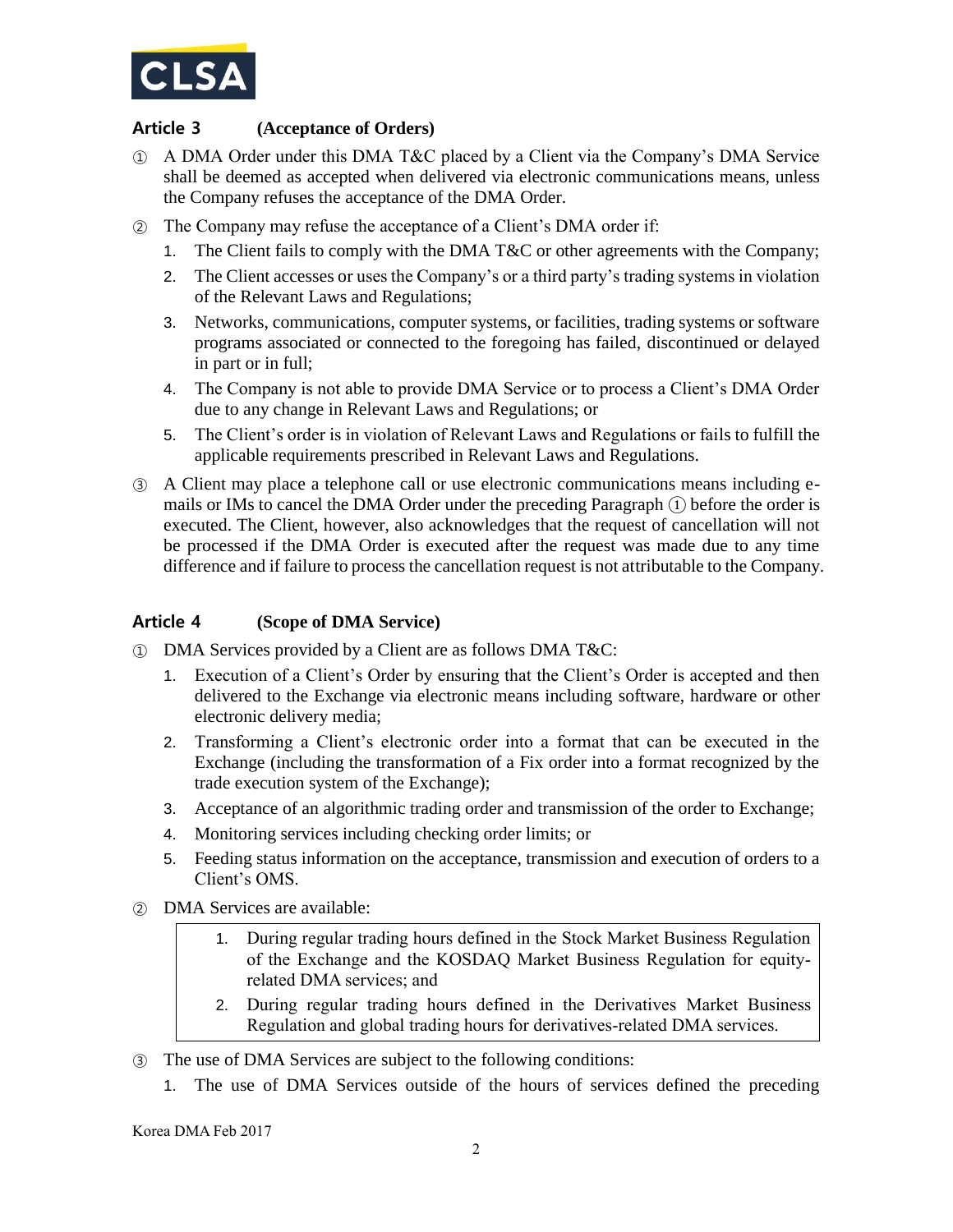### Article 3 (Acceptance of Orders)

① A DMA Order under this DMA T&C placed by a Client via the Company's DMA Service shall be deemed as accepted when delivered via electronic communications means, unless the Company refuses the acceptance of the DMA Order.

② The Company may refuse the acceptance of a Client's DMA order if:

1. The Client fails to comply with the DMA T&C or other agreements with the Company;
2. The Client accesses or uses the Company's or a third party's trading systems in violation of the Relevant Laws and Regulations;
3. Networks, communications, computer systems, or facilities, trading systems or software programs associated or connected to the foregoing has failed, discontinued or delayed in part or in full;
4. The Company is not able to provide DMA Service or to process a Client's DMA Order due to any change in Relevant Laws and Regulations; or
5. The Client's order is in violation of Relevant Laws and Regulations or fails to fulfill the applicable requirements prescribed in Relevant Laws and Regulations.

③ A Client may place a telephone call or use electronic communications means including e-mails or IMs to cancel the DMA Order under the preceding Paragraph ① before the order is executed. The Client, however, also acknowledges that the request of cancellation will not be processed if the DMA Order is executed after the request was made due to any time difference and if failure to process the cancellation request is not attributable to the Company.

### Article 4 (Scope of DMA Service)

① DMA Services provided by a Client are as follows DMA T&C:

1. Execution of a Client's Order by ensuring that the Client's Order is accepted and then delivered to the Exchange via electronic means including software, hardware or other electronic delivery media;
2. Transforming a Client's electronic order into a format that can be executed in the Exchange (including the transformation of a Fix order into a format recognized by the trade execution system of the Exchange);
3. Acceptance of an algorithmic trading order and transmission of the order to Exchange;
4. Monitoring services including checking order limits; or
5. Feeding status information on the acceptance, transmission and execution of orders to a Client's OMS.

② DMA Services are available:

1. During regular trading hours defined in the Stock Market Business Regulation of the Exchange and the KOSDAQ Market Business Regulation for equity-related DMA services; and
2. During regular trading hours defined in the Derivatives Market Business Regulation and global trading hours for derivatives-related DMA services.

③ The use of DMA Services are subject to the following conditions:

1. The use of DMA Services outside of the hours of services defined the preceding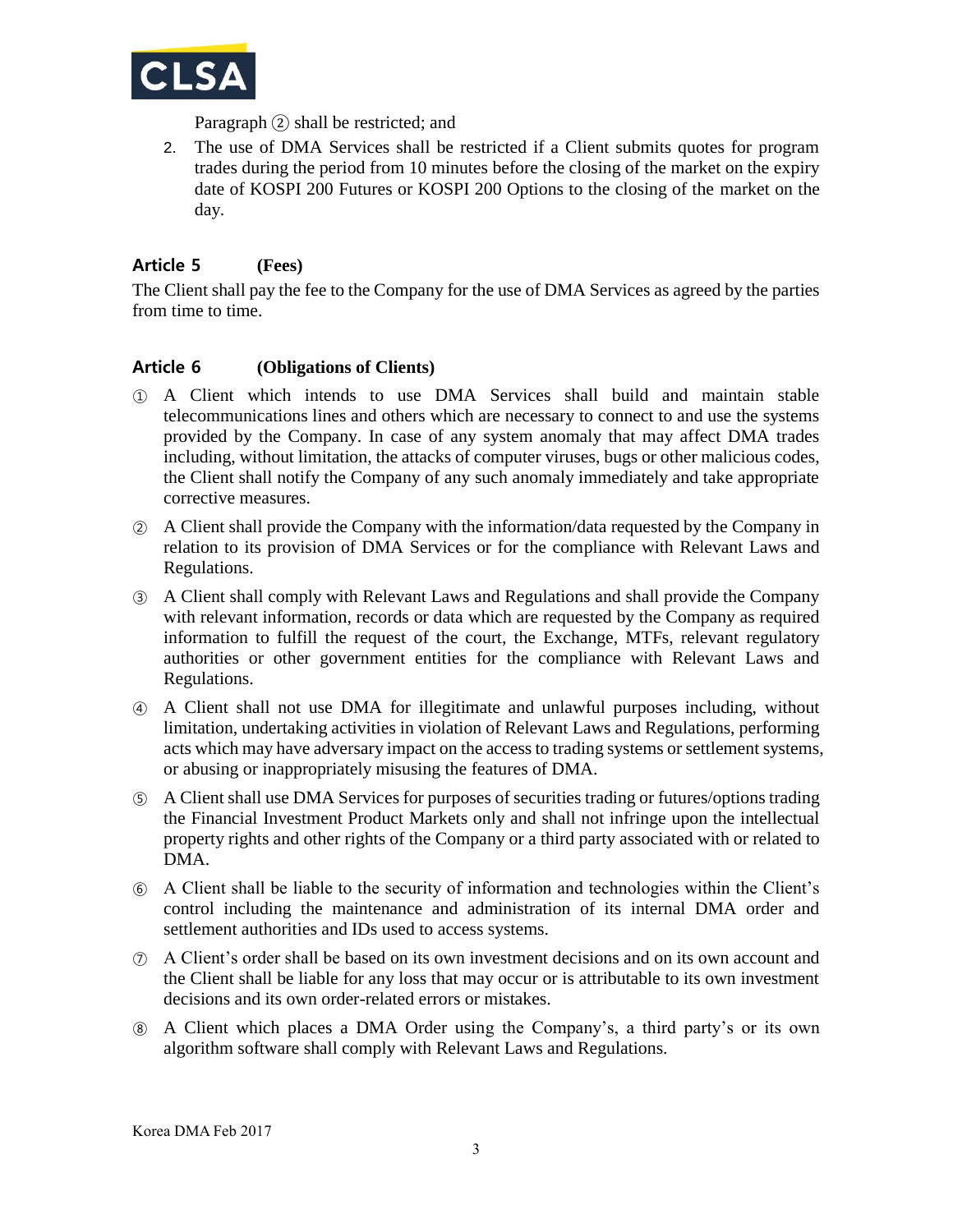Paragraph ② shall be restricted; and

2. The use of DMA Services shall be restricted if a Client submits quotes for program trades during the period from 10 minutes before the closing of the market on the expiry date of KOSPI 200 Futures or KOSPI 200 Options to the closing of the market on the day.

### Article 5 (Fees)

The Client shall pay the fee to the Company for the use of DMA Services as agreed by the parties from time to time.

### Article 6 (Obligations of Clients)

① A Client which intends to use DMA Services shall build and maintain stable telecommunications lines and others which are necessary to connect to and use the systems provided by the Company. In case of any system anomaly that may affect DMA trades including, without limitation, the attacks of computer viruses, bugs or other malicious codes, the Client shall notify the Company of any such anomaly immediately and take appropriate corrective measures.

② A Client shall provide the Company with the information/data requested by the Company in relation to its provision of DMA Services or for the compliance with Relevant Laws and Regulations.

③ A Client shall comply with Relevant Laws and Regulations and shall provide the Company with relevant information, records or data which are requested by the Company as required information to fulfill the request of the court, the Exchange, MTFs, relevant regulatory authorities or other government entities for the compliance with Relevant Laws and Regulations.

④ A Client shall not use DMA for illegitimate and unlawful purposes including, without limitation, undertaking activities in violation of Relevant Laws and Regulations, performing acts which may have adversary impact on the access to trading systems or settlement systems, or abusing or inappropriately misusing the features of DMA.

⑤ A Client shall use DMA Services for purposes of securities trading or futures/options trading the Financial Investment Product Markets only and shall not infringe upon the intellectual property rights and other rights of the Company or a third party associated with or related to DMA.

⑥ A Client shall be liable to the security of information and technologies within the Client's control including the maintenance and administration of its internal DMA order and settlement authorities and IDs used to access systems.

⑦ A Client's order shall be based on its own investment decisions and on its own account and the Client shall be liable for any loss that may occur or is attributable to its own investment decisions and its own order-related errors or mistakes.

⑧ A Client which places a DMA Order using the Company's, a third party's or its own algorithm software shall comply with Relevant Laws and Regulations.

Korea DMA Feb 2017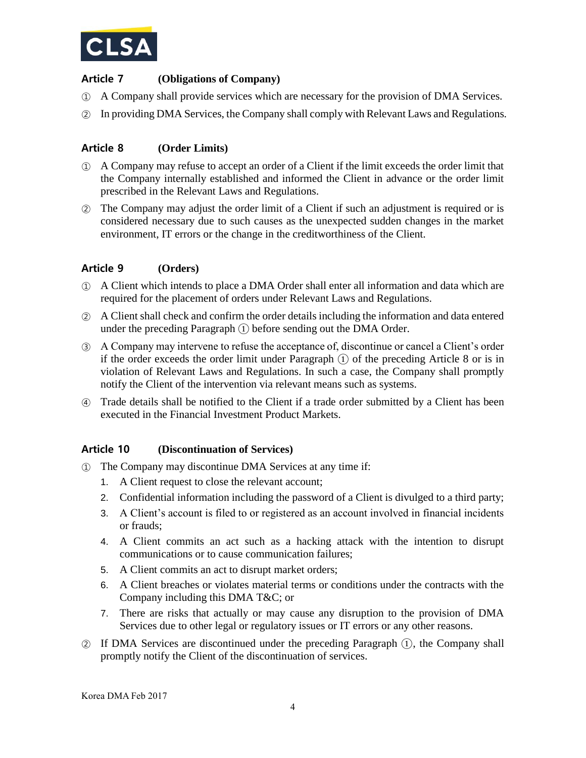### Article 7 (Obligations of Company)

① A Company shall provide services which are necessary for the provision of DMA Services.

② In providing DMA Services, the Company shall comply with Relevant Laws and Regulations.

### Article 8 (Order Limits)

① A Company may refuse to accept an order of a Client if the limit exceeds the order limit that the Company internally established and informed the Client in advance or the order limit prescribed in the Relevant Laws and Regulations.

② The Company may adjust the order limit of a Client if such an adjustment is required or is considered necessary due to such causes as the unexpected sudden changes in the market environment, IT errors or the change in the creditworthiness of the Client.

### Article 9 (Orders)

① A Client which intends to place a DMA Order shall enter all information and data which are required for the placement of orders under Relevant Laws and Regulations.

② A Client shall check and confirm the order details including the information and data entered under the preceding Paragraph ① before sending out the DMA Order.

③ A Company may intervene to refuse the acceptance of, discontinue or cancel a Client's order if the order exceeds the order limit under Paragraph ① of the preceding Article 8 or is in violation of Relevant Laws and Regulations. In such a case, the Company shall promptly notify the Client of the intervention via relevant means such as systems.

④ Trade details shall be notified to the Client if a trade order submitted by a Client has been executed in the Financial Investment Product Markets.

### Article 10 (Discontinuation of Services)

① The Company may discontinue DMA Services at any time if:

1. A Client request to close the relevant account;
2. Confidential information including the password of a Client is divulged to a third party;
3. A Client's account is filed to or registered as an account involved in financial incidents or frauds;
4. A Client commits an act such as a hacking attack with the intention to disrupt communications or to cause communication failures;
5. A Client commits an act to disrupt market orders;
6. A Client breaches or violates material terms or conditions under the contracts with the Company including this DMA T&C; or
7. There are risks that actually or may cause any disruption to the provision of DMA Services due to other legal or regulatory issues or IT errors or any other reasons.

② If DMA Services are discontinued under the preceding Paragraph ①, the Company shall promptly notify the Client of the discontinuation of services.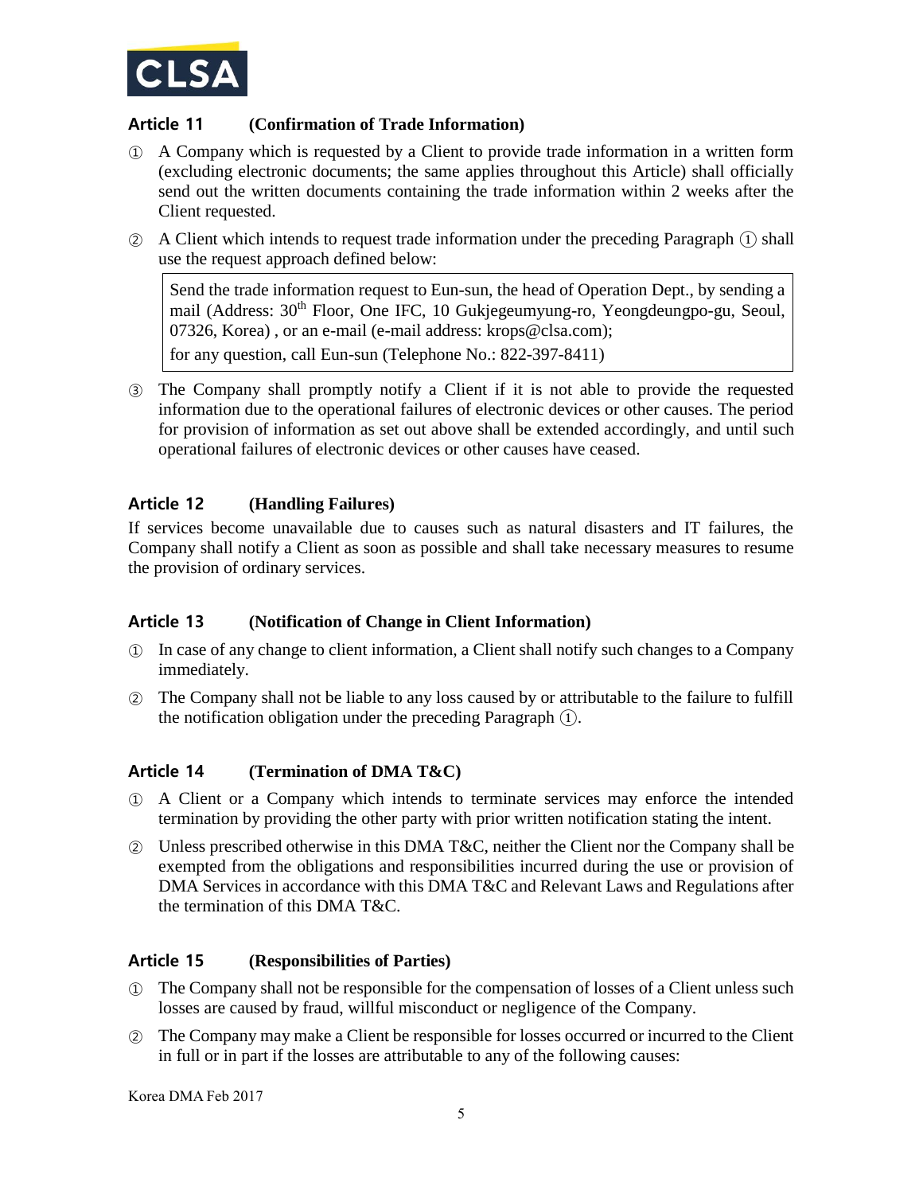### Article 11 (Confirmation of Trade Information)

① A Company which is requested by a Client to provide trade information in a written form (excluding electronic documents; the same applies throughout this Article) shall officially send out the written documents containing the trade information within 2 weeks after the Client requested.

② A Client which intends to request trade information under the preceding Paragraph ① shall use the request approach defined below:

> Send the trade information request to Eun-sun, the head of Operation Dept., by sending a mail (Address: 30th Floor, One IFC, 10 Gukjegeumyung-ro, Yeongdeungpo-gu, Seoul, 07326, Korea) , or an e-mail (e-mail address: krops@clsa.com);
>
> for any question, call Eun-sun (Telephone No.: 822-397-8411)

③ The Company shall promptly notify a Client if it is not able to provide the requested information due to the operational failures of electronic devices or other causes. The period for provision of information as set out above shall be extended accordingly, and until such operational failures of electronic devices or other causes have ceased.

### Article 12 (Handling Failures)

If services become unavailable due to causes such as natural disasters and IT failures, the Company shall notify a Client as soon as possible and shall take necessary measures to resume the provision of ordinary services.

### Article 13 (Notification of Change in Client Information)

① In case of any change to client information, a Client shall notify such changes to a Company immediately.

② The Company shall not be liable to any loss caused by or attributable to the failure to fulfill the notification obligation under the preceding Paragraph ①.

### Article 14 (Termination of DMA T&C)

① A Client or a Company which intends to terminate services may enforce the intended termination by providing the other party with prior written notification stating the intent.

② Unless prescribed otherwise in this DMA T&C, neither the Client nor the Company shall be exempted from the obligations and responsibilities incurred during the use or provision of DMA Services in accordance with this DMA T&C and Relevant Laws and Regulations after the termination of this DMA T&C.

### Article 15 (Responsibilities of Parties)

① The Company shall not be responsible for the compensation of losses of a Client unless such losses are caused by fraud, willful misconduct or negligence of the Company.

② The Company may make a Client be responsible for losses occurred or incurred to the Client in full or in part if the losses are attributable to any of the following causes:

Korea DMA Feb 2017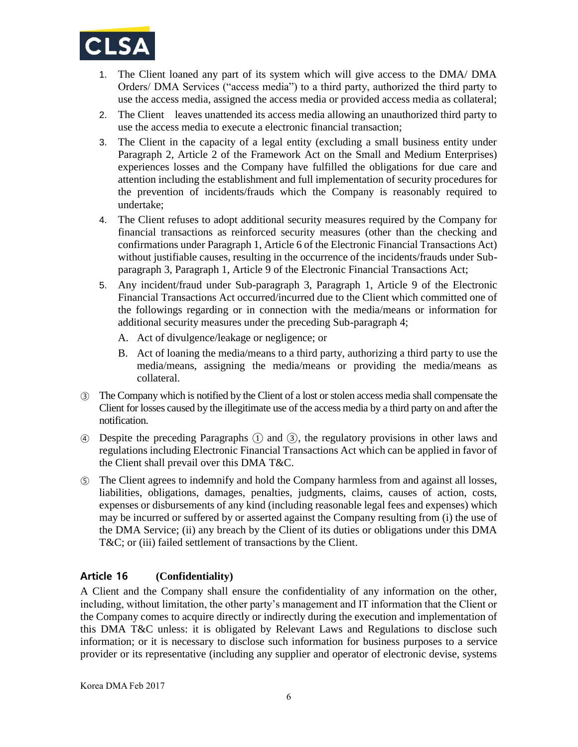1. The Client loaned any part of its system which will give access to the DMA/ DMA Orders/ DMA Services ("access media") to a third party, authorized the third party to use the access media, assigned the access media or provided access media as collateral;
2. The Client leaves unattended its access media allowing an unauthorized third party to use the access media to execute a electronic financial transaction;
3. The Client in the capacity of a legal entity (excluding a small business entity under Paragraph 2, Article 2 of the Framework Act on the Small and Medium Enterprises) experiences losses and the Company have fulfilled the obligations for due care and attention including the establishment and full implementation of security procedures for the prevention of incidents/frauds which the Company is reasonably required to undertake;
4. The Client refuses to adopt additional security measures required by the Company for financial transactions as reinforced security measures (other than the checking and confirmations under Paragraph 1, Article 6 of the Electronic Financial Transactions Act) without justifiable causes, resulting in the occurrence of the incidents/frauds under Sub-paragraph 3, Paragraph 1, Article 9 of the Electronic Financial Transactions Act;
5. Any incident/fraud under Sub-paragraph 3, Paragraph 1, Article 9 of the Electronic Financial Transactions Act occurred/incurred due to the Client which committed one of the followings regarding or in connection with the media/means or information for additional security measures under the preceding Sub-paragraph 4;
   A. Act of divulgence/leakage or negligence; or
   B. Act of loaning the media/means to a third party, authorizing a third party to use the media/means, assigning the media/means or providing the media/means as collateral.

③ The Company which is notified by the Client of a lost or stolen access media shall compensate the Client for losses caused by the illegitimate use of the access media by a third party on and after the notification.

④ Despite the preceding Paragraphs ① and ③, the regulatory provisions in other laws and regulations including Electronic Financial Transactions Act which can be applied in favor of the Client shall prevail over this DMA T&C.

⑤ The Client agrees to indemnify and hold the Company harmless from and against all losses, liabilities, obligations, damages, penalties, judgments, claims, causes of action, costs, expenses or disbursements of any kind (including reasonable legal fees and expenses) which may be incurred or suffered by or asserted against the Company resulting from (i) the use of the DMA Service; (ii) any breach by the Client of its duties or obligations under this DMA T&C; or (iii) failed settlement of transactions by the Client.

## Article 16 (Confidentiality)

A Client and the Company shall ensure the confidentiality of any information on the other, including, without limitation, the other party's management and IT information that the Client or the Company comes to acquire directly or indirectly during the execution and implementation of this DMA T&C unless: it is obligated by Relevant Laws and Regulations to disclose such information; or it is necessary to disclose such information for business purposes to a service provider or its representative (including any supplier and operator of electronic devise, systems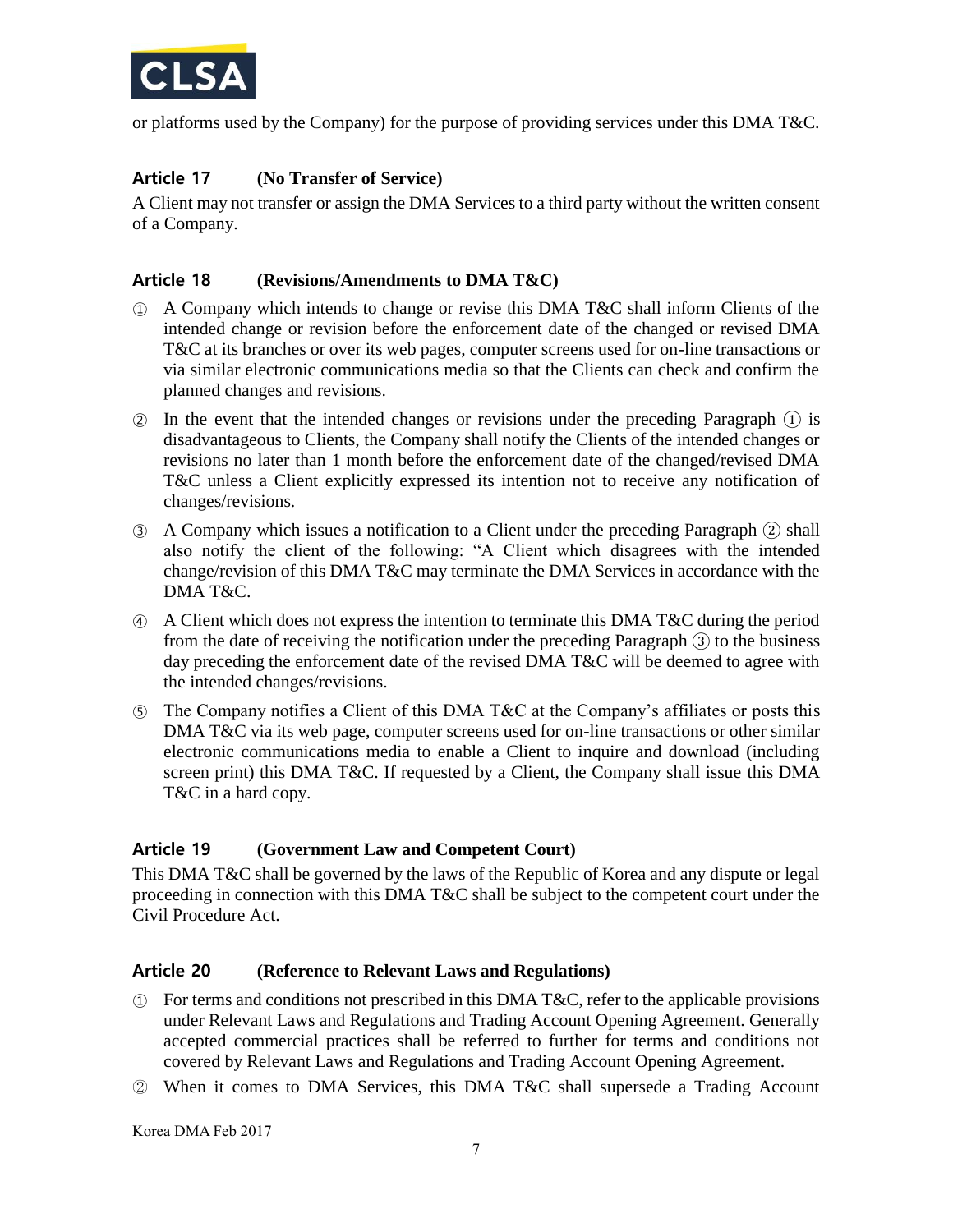or platforms used by the Company) for the purpose of providing services under this DMA T&C.

### Article 17 (No Transfer of Service)

A Client may not transfer or assign the DMA Services to a third party without the written consent of a Company.

### Article 18 (Revisions/Amendments to DMA T&C)

① A Company which intends to change or revise this DMA T&C shall inform Clients of the intended change or revision before the enforcement date of the changed or revised DMA T&C at its branches or over its web pages, computer screens used for on-line transactions or via similar electronic communications media so that the Clients can check and confirm the planned changes and revisions.

② In the event that the intended changes or revisions under the preceding Paragraph ① is disadvantageous to Clients, the Company shall notify the Clients of the intended changes or revisions no later than 1 month before the enforcement date of the changed/revised DMA T&C unless a Client explicitly expressed its intention not to receive any notification of changes/revisions.

③ A Company which issues a notification to a Client under the preceding Paragraph ② shall also notify the client of the following: "A Client which disagrees with the intended change/revision of this DMA T&C may terminate the DMA Services in accordance with the DMA T&C.

④ A Client which does not express the intention to terminate this DMA T&C during the period from the date of receiving the notification under the preceding Paragraph ③ to the business day preceding the enforcement date of the revised DMA T&C will be deemed to agree with the intended changes/revisions.

⑤ The Company notifies a Client of this DMA T&C at the Company's affiliates or posts this DMA T&C via its web page, computer screens used for on-line transactions or other similar electronic communications media to enable a Client to inquire and download (including screen print) this DMA T&C. If requested by a Client, the Company shall issue this DMA T&C in a hard copy.

### Article 19 (Government Law and Competent Court)

This DMA T&C shall be governed by the laws of the Republic of Korea and any dispute or legal proceeding in connection with this DMA T&C shall be subject to the competent court under the Civil Procedure Act.

### Article 20 (Reference to Relevant Laws and Regulations)

① For terms and conditions not prescribed in this DMA T&C, refer to the applicable provisions under Relevant Laws and Regulations and Trading Account Opening Agreement. Generally accepted commercial practices shall be referred to further for terms and conditions not covered by Relevant Laws and Regulations and Trading Account Opening Agreement.

② When it comes to DMA Services, this DMA T&C shall supersede a Trading Account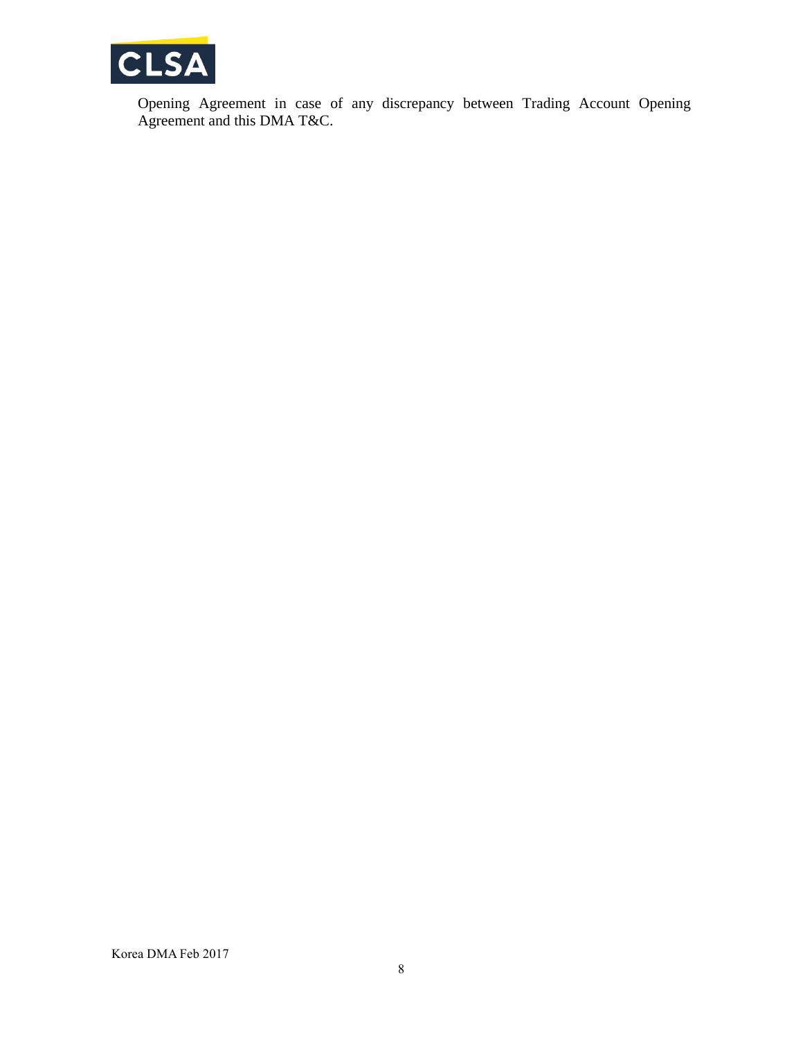Opening Agreement in case of any discrepancy between Trading Account Opening Agreement and this DMA T&C.